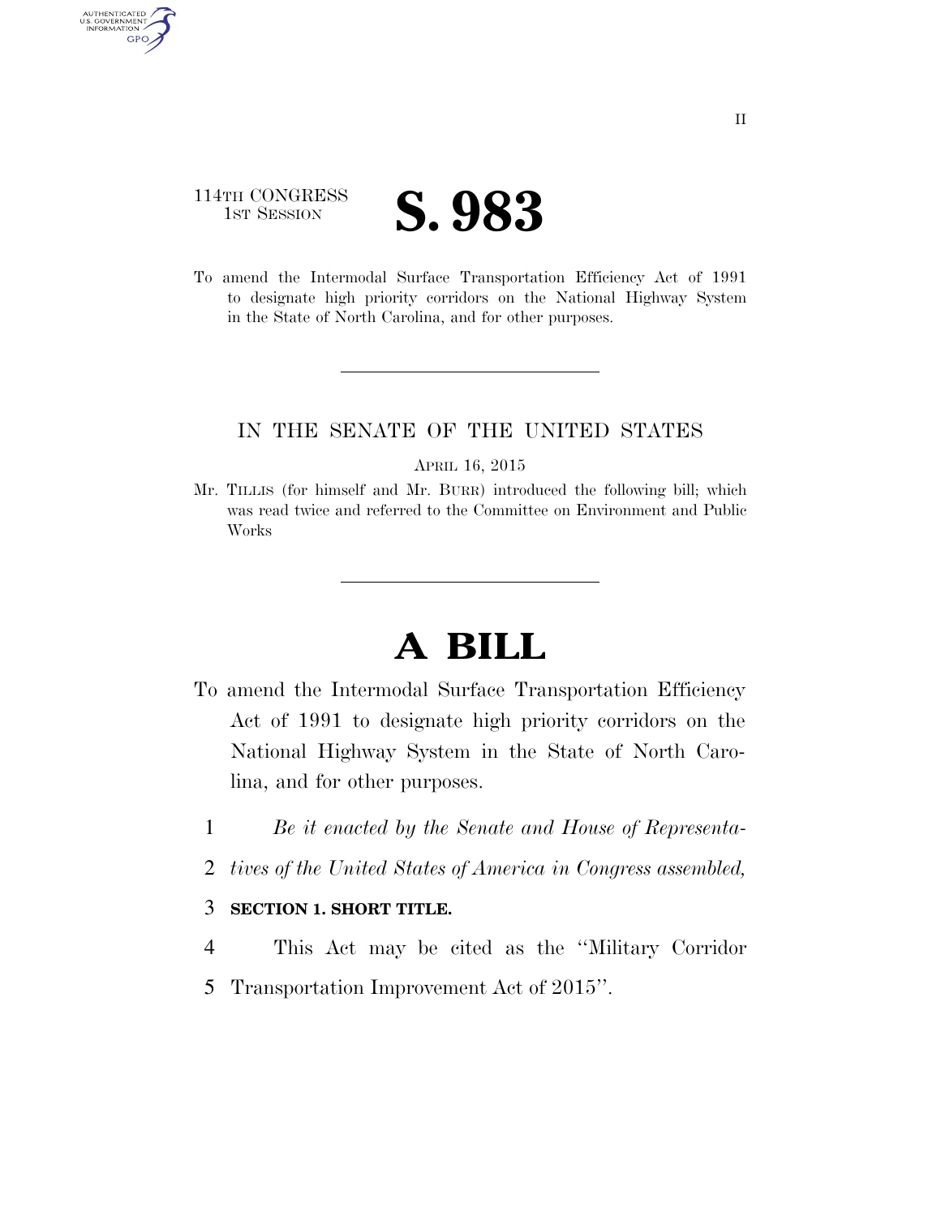114TH CONGRESS
1ST SESSION

# S. 983

To amend the Intermodal Surface Transportation Efficiency Act of 1991 to designate high priority corridors on the National Highway System in the State of North Carolina, and for other purposes.

IN THE SENATE OF THE UNITED STATES

APRIL 16, 2015

Mr. TILLIS (for himself and Mr. BURR) introduced the following bill; which was read twice and referred to the Committee on Environment and Public Works

# A BILL

To amend the Intermodal Surface Transportation Efficiency Act of 1991 to designate high priority corridors on the National Highway System in the State of North Carolina, and for other purposes.

1 *Be it enacted by the Senate and House of Representa-*
2 *tives of the United States of America in Congress assembled,*

3 **SECTION 1. SHORT TITLE.**

4 This Act may be cited as the ''Military Corridor
5 Transportation Improvement Act of 2015''.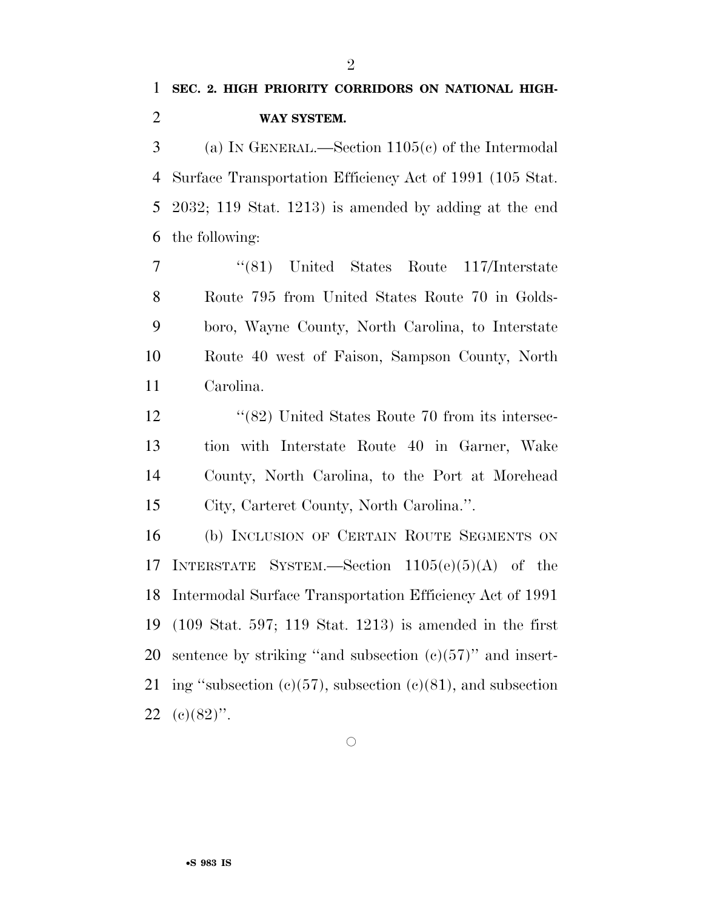**SEC. 2. HIGH PRIORITY CORRIDORS ON NATIONAL HIGHWAY SYSTEM.**

(a) IN GENERAL.—Section 1105(c) of the Intermodal Surface Transportation Efficiency Act of 1991 (105 Stat. 2032; 119 Stat. 1213) is amended by adding at the end the following:

"(81) United States Route 117/Interstate Route 795 from United States Route 70 in Goldsboro, Wayne County, North Carolina, to Interstate Route 40 west of Faison, Sampson County, North Carolina.

"(82) United States Route 70 from its intersection with Interstate Route 40 in Garner, Wake County, North Carolina, to the Port at Morehead City, Carteret County, North Carolina.".

(b) INCLUSION OF CERTAIN ROUTE SEGMENTS ON INTERSTATE SYSTEM.—Section 1105(e)(5)(A) of the Intermodal Surface Transportation Efficiency Act of 1991 (109 Stat. 597; 119 Stat. 1213) is amended in the first sentence by striking "and subsection (c)(57)" and inserting "subsection (c)(57), subsection (c)(81), and subsection (c)(82)".

○